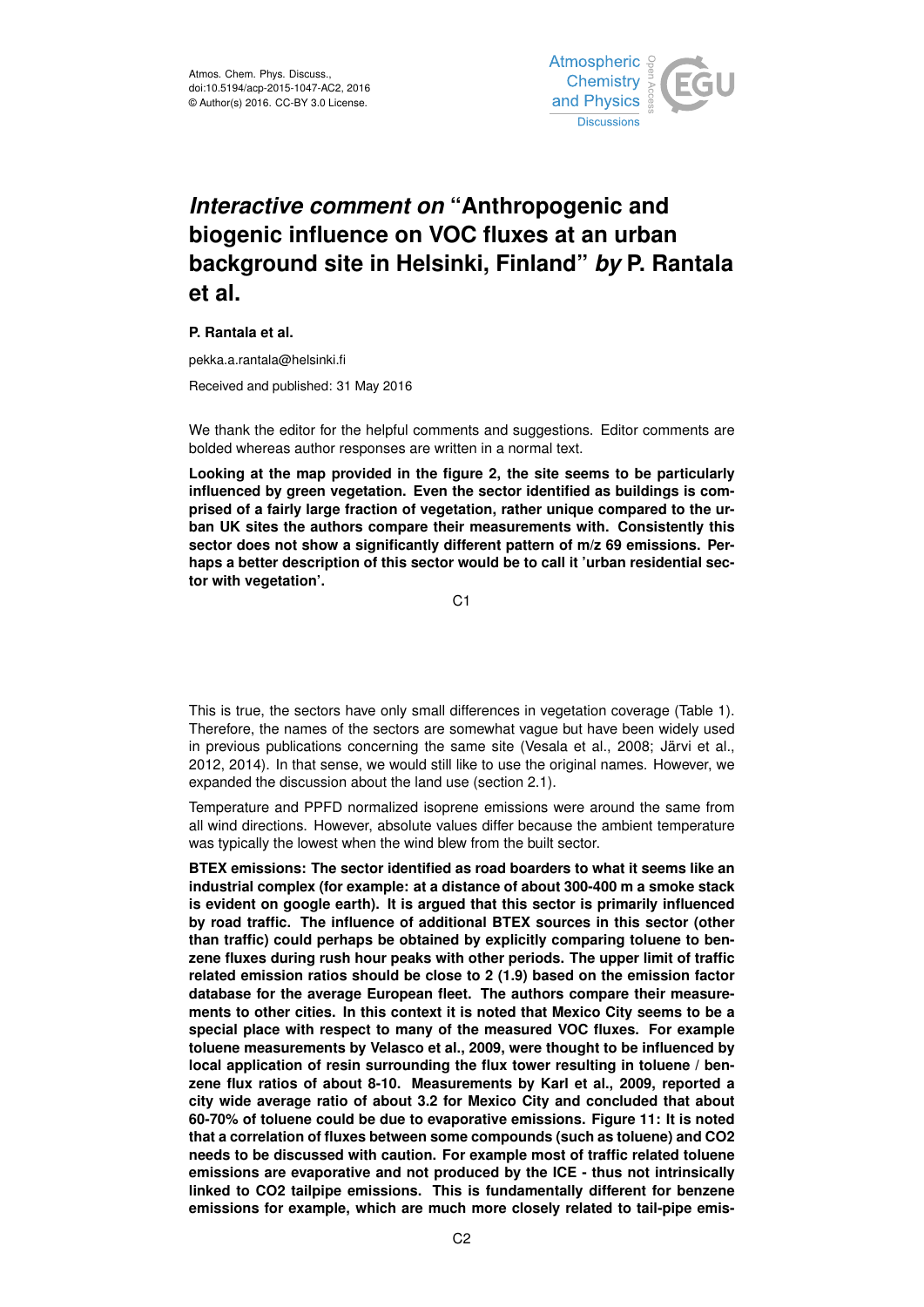# *Interactive comment on* "Anthropogenic and biogenic influence on VOC fluxes at an urban background site in Helsinki, Finland" *by* P. Rantala et al.

**P. Rantala et al.**

pekka.a.rantala@helsinki.fi

Received and published: 31 May 2016

We thank the editor for the helpful comments and suggestions. Editor comments are bolded whereas author responses are written in a normal text.

**Looking at the map provided in the figure 2, the site seems to be particularly influenced by green vegetation. Even the sector identified as buildings is comprised of a fairly large fraction of vegetation, rather unique compared to the urban UK sites the authors compare their measurements with. Consistently this sector does not show a significantly different pattern of m/z 69 emissions. Perhaps a better description of this sector would be to call it 'urban residential sector with vegetation'.**

This is true, the sectors have only small differences in vegetation coverage (Table 1). Therefore, the names of the sectors are somewhat vague but have been widely used in previous publications concerning the same site (Vesala et al., 2008; Järvi et al., 2012, 2014). In that sense, we would still like to use the original names. However, we expanded the discussion about the land use (section 2.1).

Temperature and PPFD normalized isoprene emissions were around the same from all wind directions. However, absolute values differ because the ambient temperature was typically the lowest when the wind blew from the built sector.

**BTEX emissions: The sector identified as road boarders to what it seems like an industrial complex (for example: at a distance of about 300-400 m a smoke stack is evident on google earth). It is argued that this sector is primarily influenced by road traffic. The influence of additional BTEX sources in this sector (other than traffic) could perhaps be obtained by explicitly comparing toluene to benzene fluxes during rush hour peaks with other periods. The upper limit of traffic related emission ratios should be close to 2 (1.9) based on the emission factor database for the average European fleet. The authors compare their measurements to other cities. In this context it is noted that Mexico City seems to be a special place with respect to many of the measured VOC fluxes. For example toluene measurements by Velasco et al., 2009, were thought to be influenced by local application of resin surrounding the flux tower resulting in toluene / benzene flux ratios of about 8-10. Measurements by Karl et al., 2009, reported a city wide average ratio of about 3.2 for Mexico City and concluded that about 60-70% of toluene could be due to evaporative emissions. Figure 11: It is noted that a correlation of fluxes between some compounds (such as toluene) and $CO_2$ needs to be discussed with caution. For example most of traffic related toluene emissions are evaporative and not produced by the ICE - thus not intrinsically linked to $CO_2$ tailpipe emissions. This is fundamentally different for benzene emissions for example, which are much more closely related to tail-pipe emis-**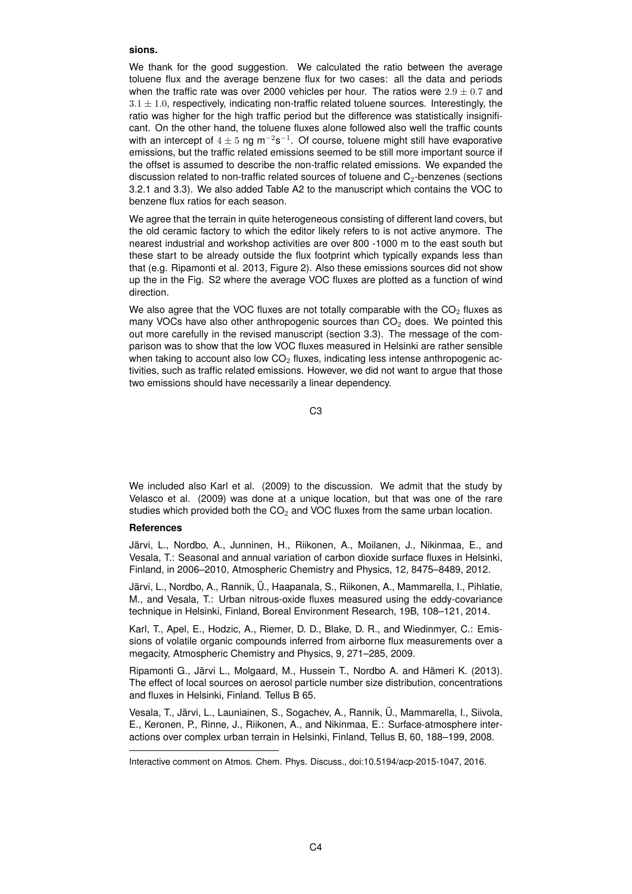**sions.**

We thank for the good suggestion. We calculated the ratio between the average toluene flux and the average benzene flux for two cases: all the data and periods when the traffic rate was over 2000 vehicles per hour. The ratios were $2.9 \pm 0.7$ and $3.1 \pm 1.0$, respectively, indicating non-traffic related toluene sources. Interestingly, the ratio was higher for the high traffic period but the difference was statistically insignificant. On the other hand, the toluene fluxes alone followed also well the traffic counts with an intercept of $4 \pm 5$ ng m$^{-2}$s$^{-1}$. Of course, toluene might still have evaporative emissions, but the traffic related emissions seemed to be still more important source if the offset is assumed to describe the non-traffic related emissions. We expanded the discussion related to non-traffic related sources of toluene and $C_2$-benzenes (sections 3.2.1 and 3.3). We also added Table A2 to the manuscript which contains the VOC to benzene flux ratios for each season.

We agree that the terrain in quite heterogeneous consisting of different land covers, but the old ceramic factory to which the editor likely refers to is not active anymore. The nearest industrial and workshop activities are over 800 -1000 m to the east south but these start to be already outside the flux footprint which typically expands less than that (e.g. Ripamonti et al. 2013, Figure 2). Also these emissions sources did not show up the in the Fig. S2 where the average VOC fluxes are plotted as a function of wind direction.

We also agree that the VOC fluxes are not totally comparable with the $CO_2$ fluxes as many VOCs have also other anthropogenic sources than $CO_2$ does. We pointed this out more carefully in the revised manuscript (section 3.3). The message of the comparison was to show that the low VOC fluxes measured in Helsinki are rather sensible when taking to account also low $CO_2$ fluxes, indicating less intense anthropogenic activities, such as traffic related emissions. However, we did not want to argue that those two emissions should have necessarily a linear dependency.

We included also Karl et al. (2009) to the discussion. We admit that the study by Velasco et al. (2009) was done at a unique location, but that was one of the rare studies which provided both the $CO_2$ and VOC fluxes from the same urban location.

**References**

Järvi, L., Nordbo, A., Junninen, H., Riikonen, A., Moilanen, J., Nikinmaa, E., and Vesala, T.: Seasonal and annual variation of carbon dioxide surface fluxes in Helsinki, Finland, in 2006–2010, Atmospheric Chemistry and Physics, 12, 8475–8489, 2012.

Järvi, L., Nordbo, A., Rannik, Ü., Haapanala, S., Riikonen, A., Mammarella, I., Pihlatie, M., and Vesala, T.: Urban nitrous-oxide fluxes measured using the eddy-covariance technique in Helsinki, Finland, Boreal Environment Research, 19B, 108–121, 2014.

Karl, T., Apel, E., Hodzic, A., Riemer, D. D., Blake, D. R., and Wiedinmyer, C.: Emissions of volatile organic compounds inferred from airborne flux measurements over a megacity, Atmospheric Chemistry and Physics, 9, 271–285, 2009.

Ripamonti G., Järvi L., Molgaard, M., Hussein T., Nordbo A. and Hämeri K. (2013). The effect of local sources on aerosol particle number size distribution, concentrations and fluxes in Helsinki, Finland. Tellus B 65.

Vesala, T., Järvi, L., Launiainen, S., Sogachev, A., Rannik, Ü., Mammarella, I., Siivola, E., Keronen, P., Rinne, J., Riikonen, A., and Nikinmaa, E.: Surface-atmosphere interactions over complex urban terrain in Helsinki, Finland, Tellus B, 60, 188–199, 2008.

Interactive comment on Atmos. Chem. Phys. Discuss., doi:10.5194/acp-2015-1047, 2016.